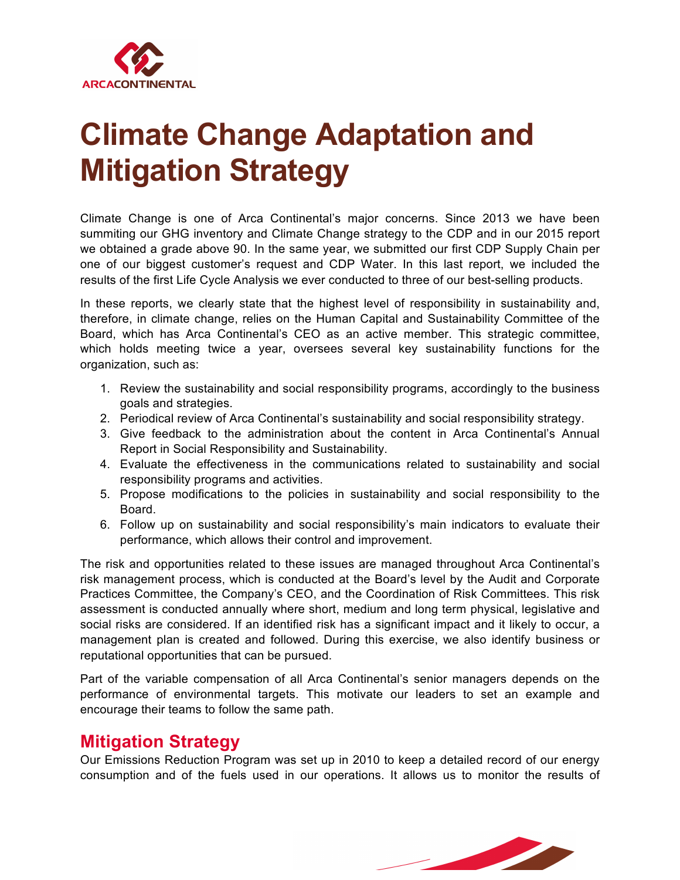# Climate Change Adaptation and Mitigation Strategy

Climate Change is one of Arca Continental's major concerns. Since 2013 we have been summiting our GHG inventory and Climate Change strategy to the CDP and in our 2015 report we obtained a grade above 90. In the same year, we submitted our first CDP Supply Chain per one of our biggest customer's request and CDP Water. In this last report, we included the results of the first Life Cycle Analysis we ever conducted to three of our best-selling products.

In these reports, we clearly state that the highest level of responsibility in sustainability and, therefore, in climate change, relies on the Human Capital and Sustainability Committee of the Board, which has Arca Continental's CEO as an active member. This strategic committee, which holds meeting twice a year, oversees several key sustainability functions for the organization, such as:

1. Review the sustainability and social responsibility programs, accordingly to the business goals and strategies.
2. Periodical review of Arca Continental's sustainability and social responsibility strategy.
3. Give feedback to the administration about the content in Arca Continental's Annual Report in Social Responsibility and Sustainability.
4. Evaluate the effectiveness in the communications related to sustainability and social responsibility programs and activities.
5. Propose modifications to the policies in sustainability and social responsibility to the Board.
6. Follow up on sustainability and social responsibility's main indicators to evaluate their performance, which allows their control and improvement.

The risk and opportunities related to these issues are managed throughout Arca Continental's risk management process, which is conducted at the Board's level by the Audit and Corporate Practices Committee, the Company's CEO, and the Coordination of Risk Committees. This risk assessment is conducted annually where short, medium and long term physical, legislative and social risks are considered. If an identified risk has a significant impact and it likely to occur, a management plan is created and followed. During this exercise, we also identify business or reputational opportunities that can be pursued.

Part of the variable compensation of all Arca Continental's senior managers depends on the performance of environmental targets. This motivate our leaders to set an example and encourage their teams to follow the same path.

## Mitigation Strategy

Our Emissions Reduction Program was set up in 2010 to keep a detailed record of our energy consumption and of the fuels used in our operations. It allows us to monitor the results of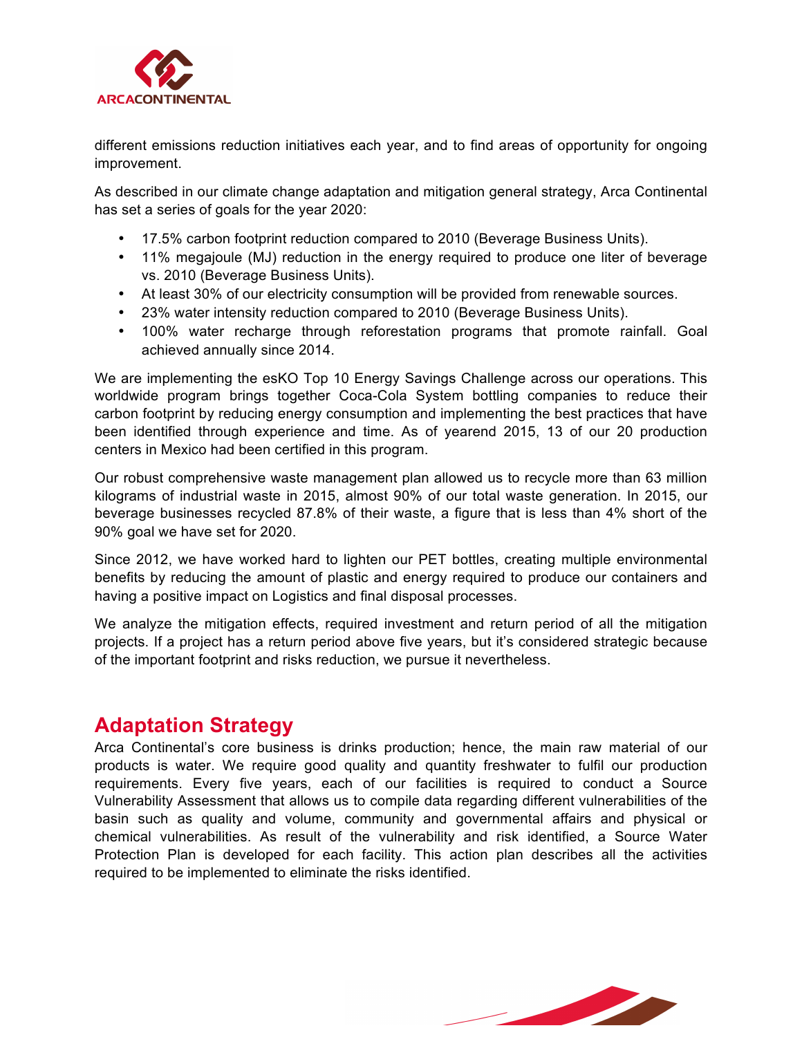different emissions reduction initiatives each year, and to find areas of opportunity for ongoing improvement.

As described in our climate change adaptation and mitigation general strategy, Arca Continental has set a series of goals for the year 2020:

- 17.5% carbon footprint reduction compared to 2010 (Beverage Business Units).
- 11% megajoule (MJ) reduction in the energy required to produce one liter of beverage vs. 2010 (Beverage Business Units).
- At least 30% of our electricity consumption will be provided from renewable sources.
- 23% water intensity reduction compared to 2010 (Beverage Business Units).
- 100% water recharge through reforestation programs that promote rainfall. Goal achieved annually since 2014.

We are implementing the esKO Top 10 Energy Savings Challenge across our operations. This worldwide program brings together Coca-Cola System bottling companies to reduce their carbon footprint by reducing energy consumption and implementing the best practices that have been identified through experience and time. As of yearend 2015, 13 of our 20 production centers in Mexico had been certified in this program.

Our robust comprehensive waste management plan allowed us to recycle more than 63 million kilograms of industrial waste in 2015, almost 90% of our total waste generation. In 2015, our beverage businesses recycled 87.8% of their waste, a figure that is less than 4% short of the 90% goal we have set for 2020.

Since 2012, we have worked hard to lighten our PET bottles, creating multiple environmental benefits by reducing the amount of plastic and energy required to produce our containers and having a positive impact on Logistics and final disposal processes.

We analyze the mitigation effects, required investment and return period of all the mitigation projects. If a project has a return period above five years, but it's considered strategic because of the important footprint and risks reduction, we pursue it nevertheless.

## Adaptation Strategy

Arca Continental's core business is drinks production; hence, the main raw material of our products is water. We require good quality and quantity freshwater to fulfil our production requirements. Every five years, each of our facilities is required to conduct a Source Vulnerability Assessment that allows us to compile data regarding different vulnerabilities of the basin such as quality and volume, community and governmental affairs and physical or chemical vulnerabilities. As result of the vulnerability and risk identified, a Source Water Protection Plan is developed for each facility. This action plan describes all the activities required to be implemented to eliminate the risks identified.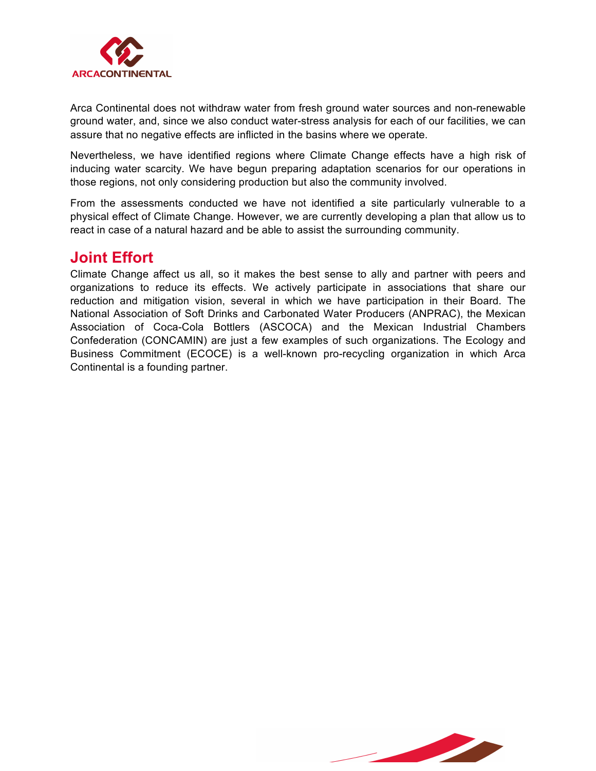Arca Continental does not withdraw water from fresh ground water sources and non-renewable ground water, and, since we also conduct water-stress analysis for each of our facilities, we can assure that no negative effects are inflicted in the basins where we operate.

Nevertheless, we have identified regions where Climate Change effects have a high risk of inducing water scarcity. We have begun preparing adaptation scenarios for our operations in those regions, not only considering production but also the community involved.

From the assessments conducted we have not identified a site particularly vulnerable to a physical effect of Climate Change. However, we are currently developing a plan that allow us to react in case of a natural hazard and be able to assist the surrounding community.

## Joint Effort

Climate Change affect us all, so it makes the best sense to ally and partner with peers and organizations to reduce its effects. We actively participate in associations that share our reduction and mitigation vision, several in which we have participation in their Board. The National Association of Soft Drinks and Carbonated Water Producers (ANPRAC), the Mexican Association of Coca-Cola Bottlers (ASCOCA) and the Mexican Industrial Chambers Confederation (CONCAMIN) are just a few examples of such organizations. The Ecology and Business Commitment (ECOCE) is a well-known pro-recycling organization in which Arca Continental is a founding partner.